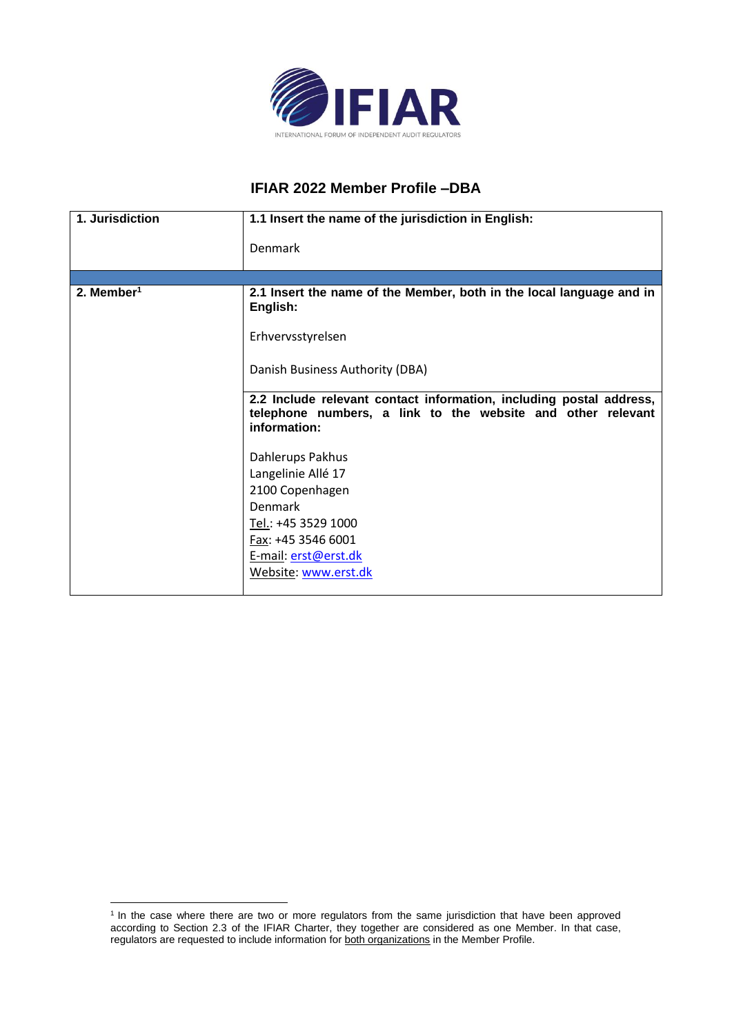# IFIAR 2022 Member Profile –DBA

| 1. Jurisdiction | **1.1 Insert the name of the jurisdiction in English:**<br><br>Denmark |
| --- | --- |
| | |
| **2. Member**[1] | **2.1 Insert the name of the Member, both in the local language and in English:**<br><br>Erhvervsstyrelsen<br><br>Danish Business Authority (DBA) |
| | **2.2 Include relevant contact information, including postal address, telephone numbers, a link to the website and other relevant information:**<br><br>Dahlerups Pakhus<br>Langelinie Allé 17<br>2100 Copenhagen<br>Denmark<br>Tel.: +45 3529 1000<br>Fax: +45 3546 6001<br>E-mail: erst@erst.dk<br>Website: www.erst.dk |

[1] In the case where there are two or more regulators from the same jurisdiction that have been approved according to Section 2.3 of the IFIAR Charter, they together are considered as one Member. In that case, regulators are requested to include information for both organizations in the Member Profile.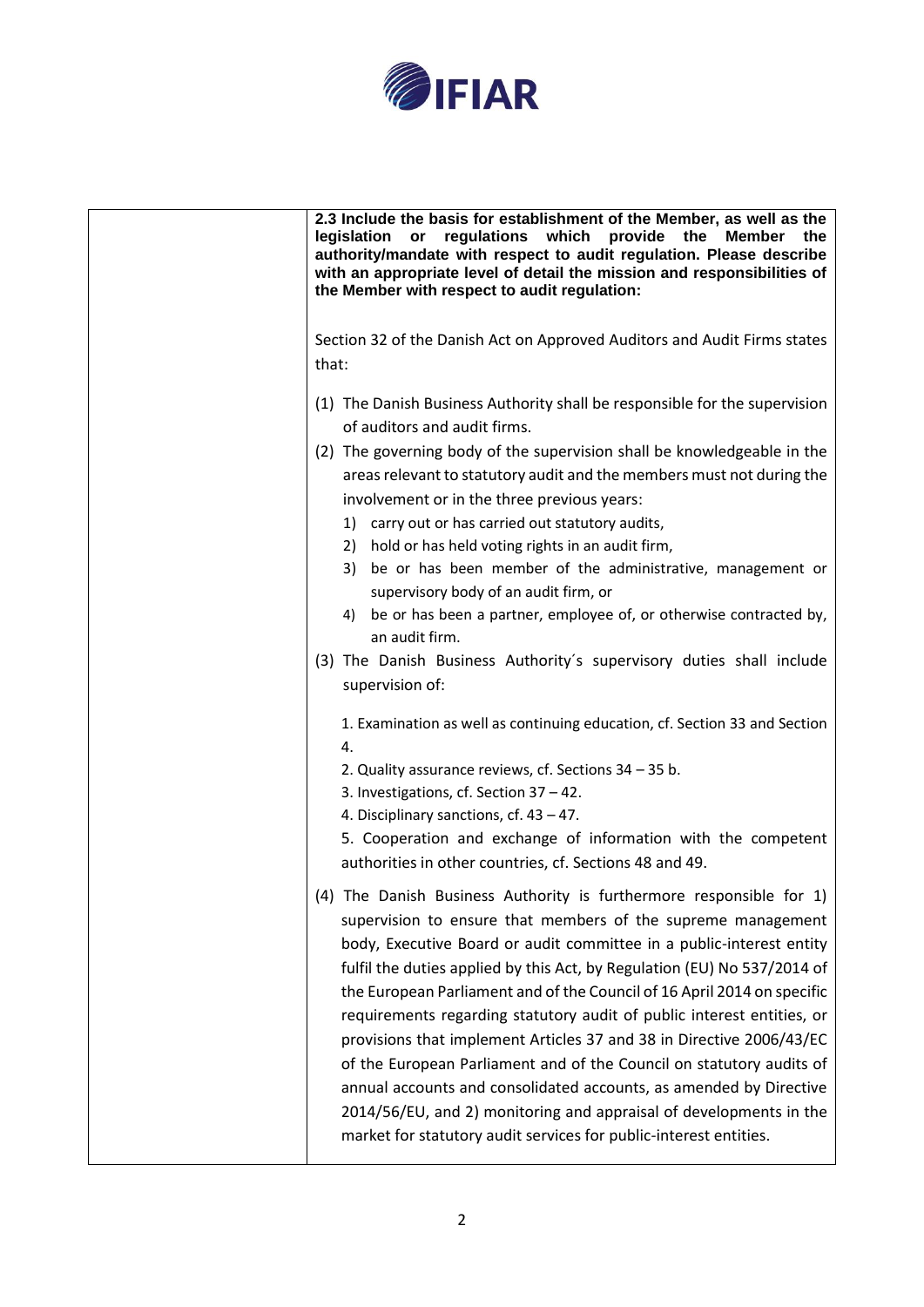| | **2.3 Include the basis for establishment of the Member, as well as the legislation or regulations which provide the Member the authority/mandate with respect to audit regulation. Please describe with an appropriate level of detail the mission and responsibilities of the Member with respect to audit regulation:**<br><br>Section 32 of the Danish Act on Approved Auditors and Audit Firms states that:<br><br>(1) The Danish Business Authority shall be responsible for the supervision of auditors and audit firms.<br>(2) The governing body of the supervision shall be knowledgeable in the areas relevant to statutory audit and the members must not during the involvement or in the three previous years:<br>1) carry out or has carried out statutory audits,<br>2) hold or has held voting rights in an audit firm,<br>3) be or has been member of the administrative, management or supervisory body of an audit firm, or<br>4) be or has been a partner, employee of, or otherwise contracted by, an audit firm.<br>(3) The Danish Business Authority´s supervisory duties shall include supervision of:<br><br>1. Examination as well as continuing education, cf. Section 33 and Section 4.<br>2. Quality assurance reviews, cf. Sections 34 – 35 b.<br>3. Investigations, cf. Section 37 – 42.<br>4. Disciplinary sanctions, cf. 43 – 47.<br>5. Cooperation and exchange of information with the competent authorities in other countries, cf. Sections 48 and 49.<br><br>(4) The Danish Business Authority is furthermore responsible for 1) supervision to ensure that members of the supreme management body, Executive Board or audit committee in a public-interest entity fulfil the duties applied by this Act, by Regulation (EU) No 537/2014 of the European Parliament and of the Council of 16 April 2014 on specific requirements regarding statutory audit of public interest entities, or provisions that implement Articles 37 and 38 in Directive 2006/43/EC of the European Parliament and of the Council on statutory audits of annual accounts and consolidated accounts, as amended by Directive 2014/56/EU, and 2) monitoring and appraisal of developments in the market for statutory audit services for public-interest entities. |
|---|---|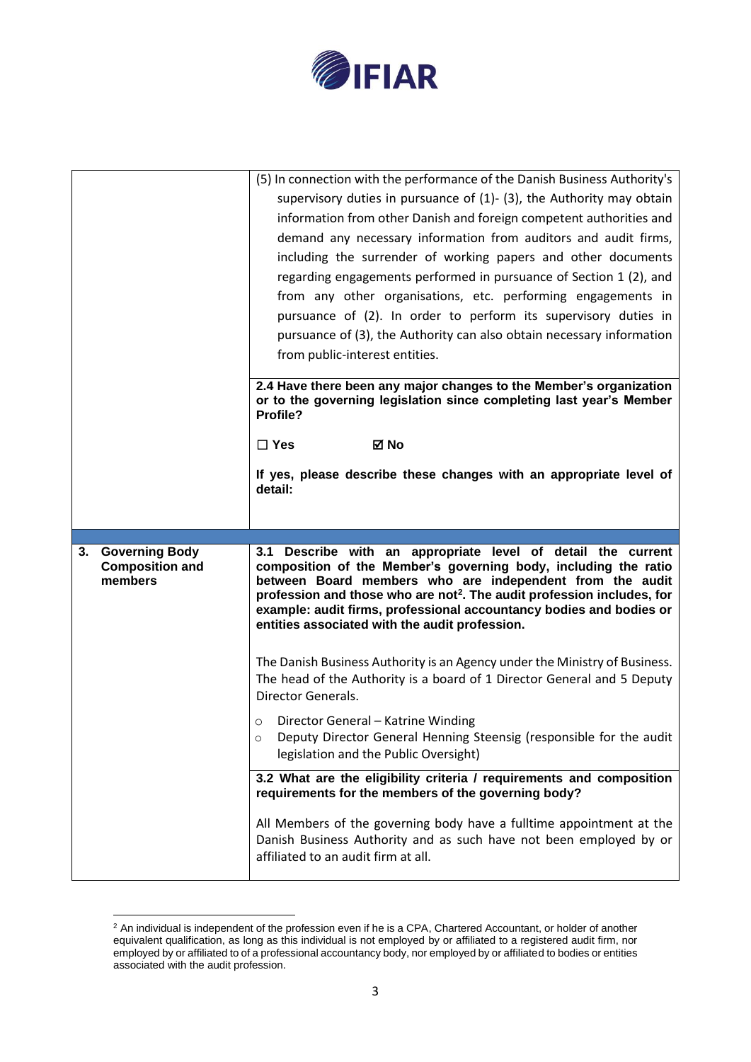| | |
|---|---|
| | (5) In connection with the performance of the Danish Business Authority's supervisory duties in pursuance of (1)- (3), the Authority may obtain information from other Danish and foreign competent authorities and demand any necessary information from auditors and audit firms, including the surrender of working papers and other documents regarding engagements performed in pursuance of Section 1 (2), and from any other organisations, etc. performing engagements in pursuance of (2). In order to perform its supervisory duties in pursuance of (3), the Authority can also obtain necessary information from public-interest entities. |
| | **2.4 Have there been any major changes to the Member's organization or to the governing legislation since completing last year's Member Profile?**<br><br>**☐ Yes ☑ No**<br><br>**If yes, please describe these changes with an appropriate level of detail:** |
| | |
| **3. Governing Body Composition and members** | **3.1 Describe with an appropriate level of detail the current composition of the Member's governing body, including the ratio between Board members who are independent from the audit profession and those who are not[2]. The audit profession includes, for example: audit firms, professional accountancy bodies and bodies or entities associated with the audit profession.**<br><br>The Danish Business Authority is an Agency under the Ministry of Business. The head of the Authority is a board of 1 Director General and 5 Deputy Director Generals.<br><br>○ Director General – Katrine Winding<br>○ Deputy Director General Henning Steensig (responsible for the audit legislation and the Public Oversight) |
| | **3.2 What are the eligibility criteria / requirements and composition requirements for the members of the governing body?**<br><br>All Members of the governing body have a fulltime appointment at the Danish Business Authority and as such have not been employed by or affiliated to an audit firm at all. |

[2] An individual is independent of the profession even if he is a CPA, Chartered Accountant, or holder of another equivalent qualification, as long as this individual is not employed by or affiliated to a registered audit firm, nor employed by or affiliated to of a professional accountancy body, nor employed by or affiliated to bodies or entities associated with the audit profession.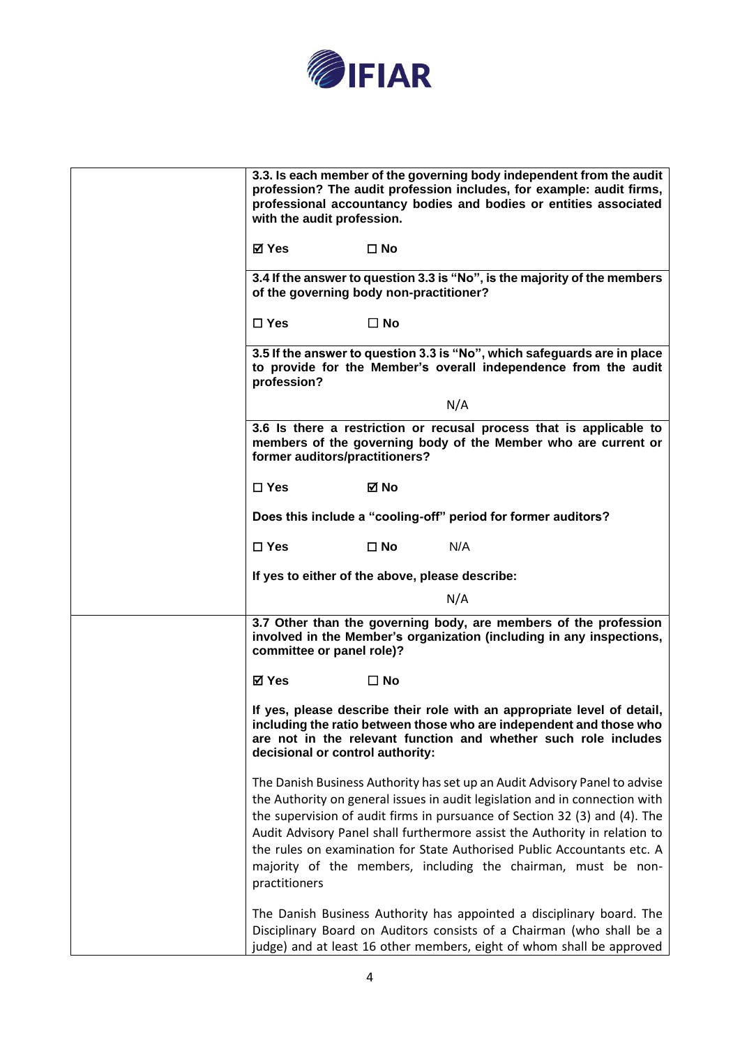| | |
|---|---|
| | **3.3. Is each member of the governing body independent from the audit profession? The audit profession includes, for example: audit firms, professional accountancy bodies and bodies or entities associated with the audit profession.**<br><br>**☑ Yes ☐ No** |
| | **3.4 If the answer to question 3.3 is "No", is the majority of the members of the governing body non-practitioner?**<br><br>**☐ Yes ☐ No** |
| | **3.5 If the answer to question 3.3 is "No", which safeguards are in place to provide for the Member's overall independence from the audit profession?**<br><br>N/A |
| | **3.6 Is there a restriction or recusal process that is applicable to members of the governing body of the Member who are current or former auditors/practitioners?**<br><br>**☐ Yes ☑ No**<br><br>**Does this include a "cooling-off" period for former auditors?**<br><br>**☐ Yes ☐ No** N/A<br><br>**If yes to either of the above, please describe:**<br><br>N/A |
| | **3.7 Other than the governing body, are members of the profession involved in the Member's organization (including in any inspections, committee or panel role)?**<br><br>**☑ Yes ☐ No**<br><br>**If yes, please describe their role with an appropriate level of detail, including the ratio between those who are independent and those who are not in the relevant function and whether such role includes decisional or control authority:**<br><br>The Danish Business Authority has set up an Audit Advisory Panel to advise the Authority on general issues in audit legislation and in connection with the supervision of audit firms in pursuance of Section 32 (3) and (4). The Audit Advisory Panel shall furthermore assist the Authority in relation to the rules on examination for State Authorised Public Accountants etc. A majority of the members, including the chairman, must be non-practitioners<br><br>The Danish Business Authority has appointed a disciplinary board. The Disciplinary Board on Auditors consists of a Chairman (who shall be a judge) and at least 16 other members, eight of whom shall be approved |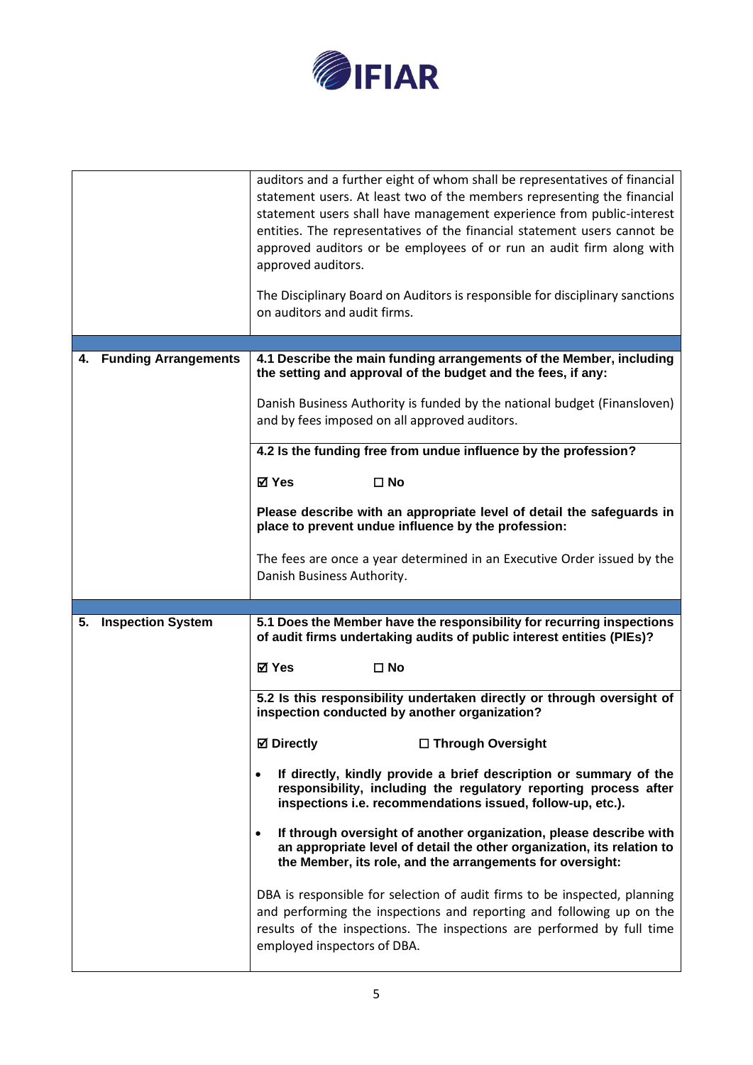| | |
|---|---|
| | auditors and a further eight of whom shall be representatives of financial statement users. At least two of the members representing the financial statement users shall have management experience from public-interest entities. The representatives of the financial statement users cannot be approved auditors or be employees of or run an audit firm along with approved auditors.<br><br>The Disciplinary Board on Auditors is responsible for disciplinary sanctions on auditors and audit firms. |
| | |
| **4. Funding Arrangements** | **4.1 Describe the main funding arrangements of the Member, including the setting and approval of the budget and the fees, if any:**<br><br>Danish Business Authority is funded by the national budget (Finansloven) and by fees imposed on all approved auditors. |
| | **4.2 Is the funding free from undue influence by the profession?**<br><br>☑ **Yes** ☐ **No**<br><br>**Please describe with an appropriate level of detail the safeguards in place to prevent undue influence by the profession:**<br><br>The fees are once a year determined in an Executive Order issued by the Danish Business Authority. |
| | |
| **5. Inspection System** | **5.1 Does the Member have the responsibility for recurring inspections of audit firms undertaking audits of public interest entities (PIEs)?**<br><br>☑ **Yes** ☐ **No** |
| | **5.2 Is this responsibility undertaken directly or through oversight of inspection conducted by another organization?**<br><br>☑ **Directly** ☐ **Through Oversight**<br><br>• **If directly, kindly provide a brief description or summary of the responsibility, including the regulatory reporting process after inspections i.e. recommendations issued, follow-up, etc.).**<br><br>• **If through oversight of another organization, please describe with an appropriate level of detail the other organization, its relation to the Member, its role, and the arrangements for oversight:**<br><br>DBA is responsible for selection of audit firms to be inspected, planning and performing the inspections and reporting and following up on the results of the inspections. The inspections are performed by full time employed inspectors of DBA. |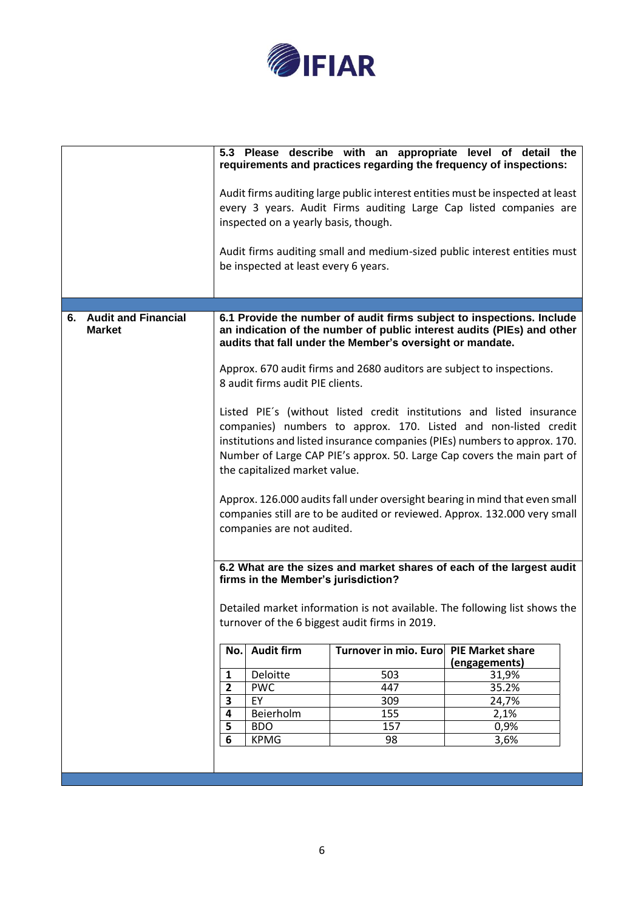**5.3 Please describe with an appropriate level of detail the requirements and practices regarding the frequency of inspections:**

Audit firms auditing large public interest entities must be inspected at least every 3 years. Audit Firms auditing Large Cap listed companies are inspected on a yearly basis, though.

Audit firms auditing small and medium-sized public interest entities must be inspected at least every 6 years.

## 6. Audit and Financial Market

**6.1 Provide the number of audit firms subject to inspections. Include an indication of the number of public interest audits (PIEs) and other audits that fall under the Member's oversight or mandate.**

Approx. 670 audit firms and 2680 auditors are subject to inspections. 8 audit firms audit PIE clients.

Listed PIE´s (without listed credit institutions and listed insurance companies) numbers to approx. 170. Listed and non-listed credit institutions and listed insurance companies (PIEs) numbers to approx. 170. Number of Large CAP PIE's approx. 50. Large Cap covers the main part of the capitalized market value.

Approx. 126.000 audits fall under oversight bearing in mind that even small companies still are to be audited or reviewed. Approx. 132.000 very small companies are not audited.

**6.2 What are the sizes and market shares of each of the largest audit firms in the Member's jurisdiction?**

Detailed market information is not available. The following list shows the turnover of the 6 biggest audit firms in 2019.

| No. | Audit firm | Turnover in mio. Euro | PIE Market share (engagements) |
|---|---|---|---|
| 1 | Deloitte | 503 | 31,9% |
| 2 | PWC | 447 | 35.2% |
| 3 | EY | 309 | 24,7% |
| 4 | Beierholm | 155 | 2,1% |
| 5 | BDO | 157 | 0,9% |
| 6 | KPMG | 98 | 3,6% |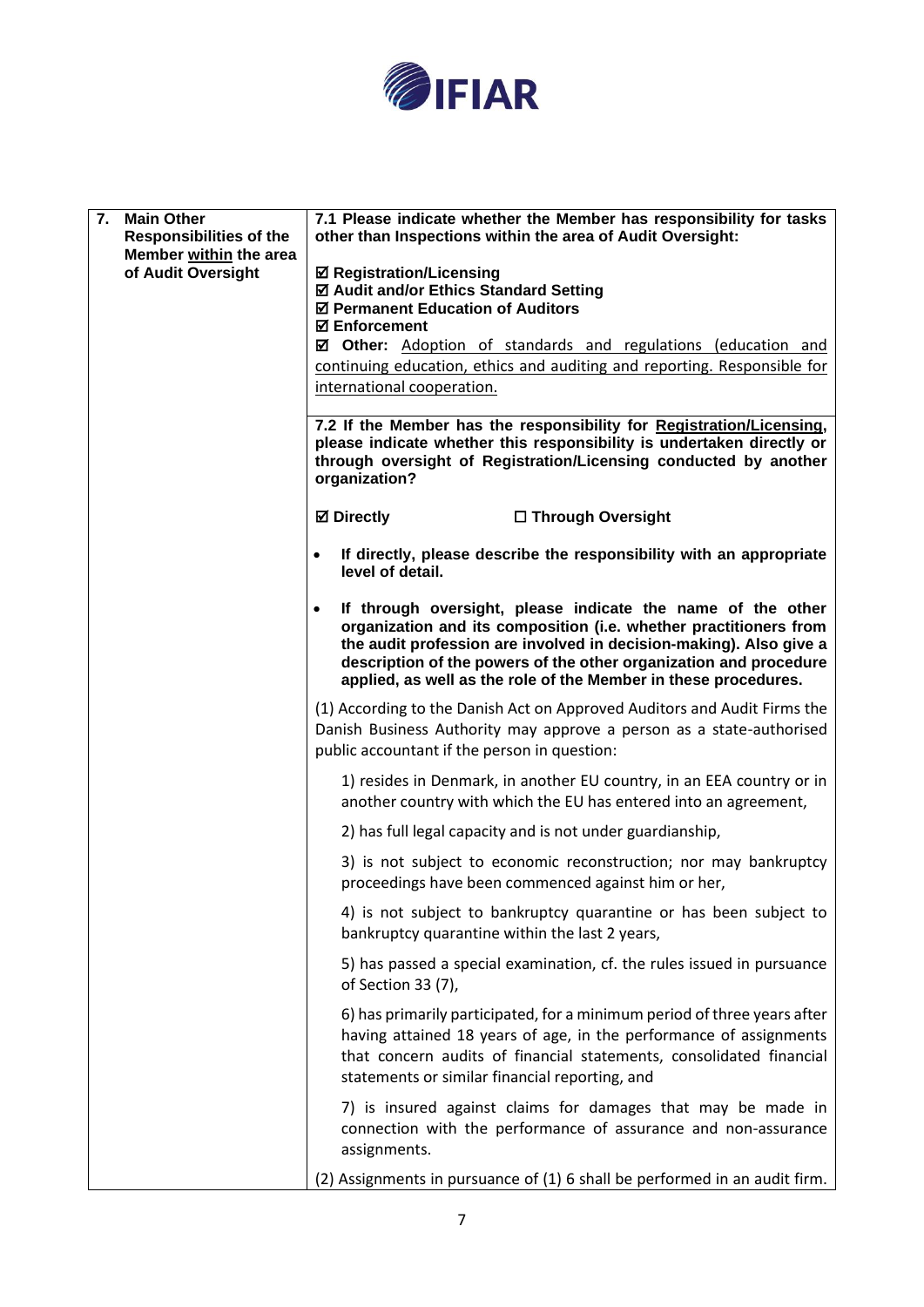| 7. Main Other Responsibilities of the Member within the area of Audit Oversight | **7.1 Please indicate whether the Member has responsibility for tasks other than Inspections within the area of Audit Oversight:**<br><br>**☑ Registration/Licensing**<br>**☑ Audit and/or Ethics Standard Setting**<br>**☑ Permanent Education of Auditors**<br>**☑ Enforcement**<br>**☑ Other:** Adoption of standards and regulations (education and continuing education, ethics and auditing and reporting. Responsible for international cooperation. |
|---|---|
| | **7.2 If the Member has the responsibility for Registration/Licensing, please indicate whether this responsibility is undertaken directly or through oversight of Registration/Licensing conducted by another organization?**<br><br>**☑ Directly** **☐ Through Oversight**<br><br>• **If directly, please describe the responsibility with an appropriate level of detail.**<br><br>• **If through oversight, please indicate the name of the other organization and its composition (i.e. whether practitioners from the audit profession are involved in decision-making). Also give a description of the powers of the other organization and procedure applied, as well as the role of the Member in these procedures.**<br><br>(1) According to the Danish Act on Approved Auditors and Audit Firms the Danish Business Authority may approve a person as a state-authorised public accountant if the person in question:<br><br>1) resides in Denmark, in another EU country, in an EEA country or in another country with which the EU has entered into an agreement,<br><br>2) has full legal capacity and is not under guardianship,<br><br>3) is not subject to economic reconstruction; nor may bankruptcy proceedings have been commenced against him or her,<br><br>4) is not subject to bankruptcy quarantine or has been subject to bankruptcy quarantine within the last 2 years,<br><br>5) has passed a special examination, cf. the rules issued in pursuance of Section 33 (7),<br><br>6) has primarily participated, for a minimum period of three years after having attained 18 years of age, in the performance of assignments that concern audits of financial statements, consolidated financial statements or similar financial reporting, and<br><br>7) is insured against claims for damages that may be made in connection with the performance of assurance and non-assurance assignments.<br><br>(2) Assignments in pursuance of (1) 6 shall be performed in an audit firm. |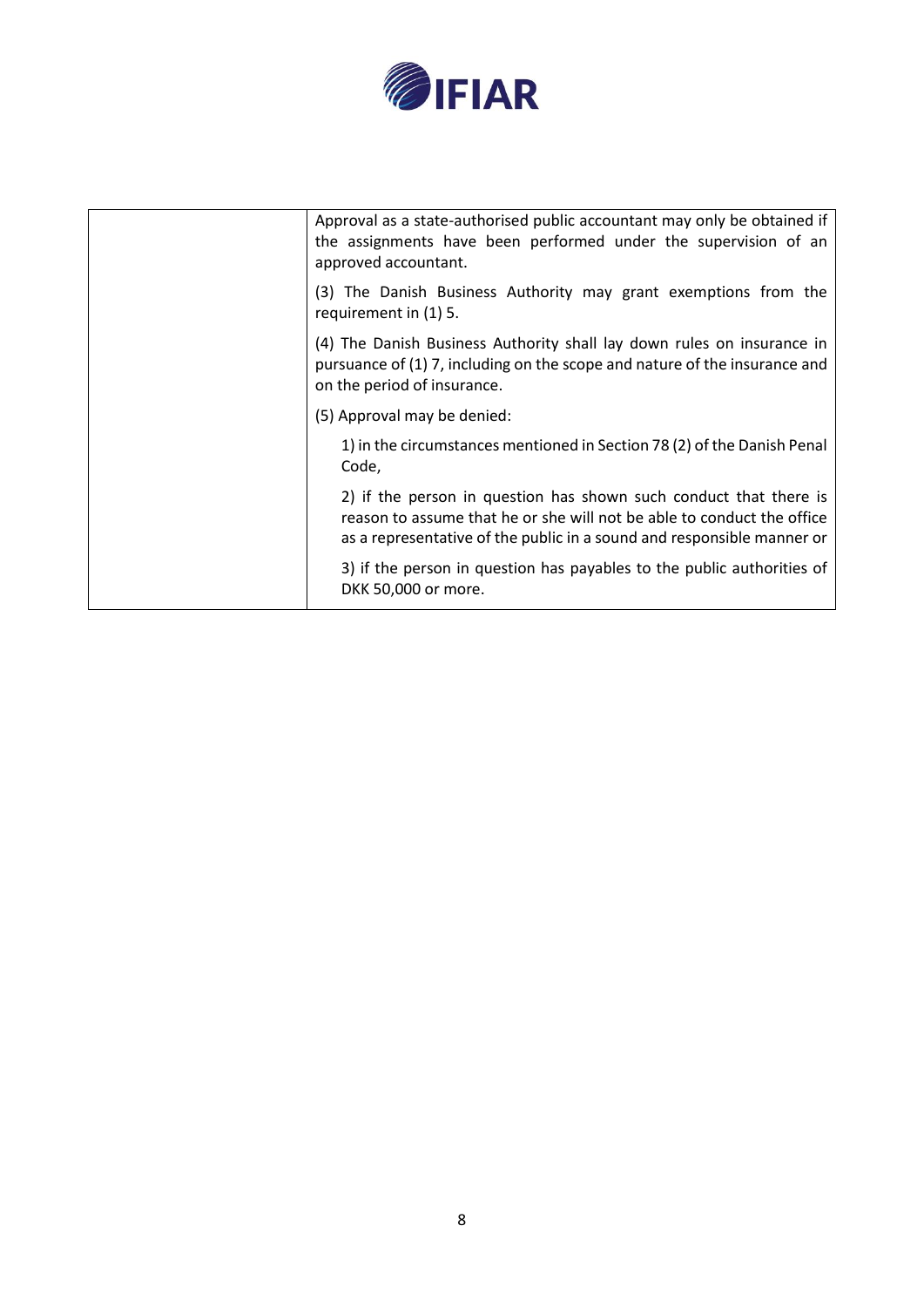| | |
|---|---|
| | Approval as a state-authorised public accountant may only be obtained if the assignments have been performed under the supervision of an approved accountant.<br><br>(3) The Danish Business Authority may grant exemptions from the requirement in (1) 5.<br><br>(4) The Danish Business Authority shall lay down rules on insurance in pursuance of (1) 7, including on the scope and nature of the insurance and on the period of insurance.<br><br>(5) Approval may be denied:<br><br>1) in the circumstances mentioned in Section 78 (2) of the Danish Penal Code,<br><br>2) if the person in question has shown such conduct that there is reason to assume that he or she will not be able to conduct the office as a representative of the public in a sound and responsible manner or<br><br>3) if the person in question has payables to the public authorities of DKK 50,000 or more. |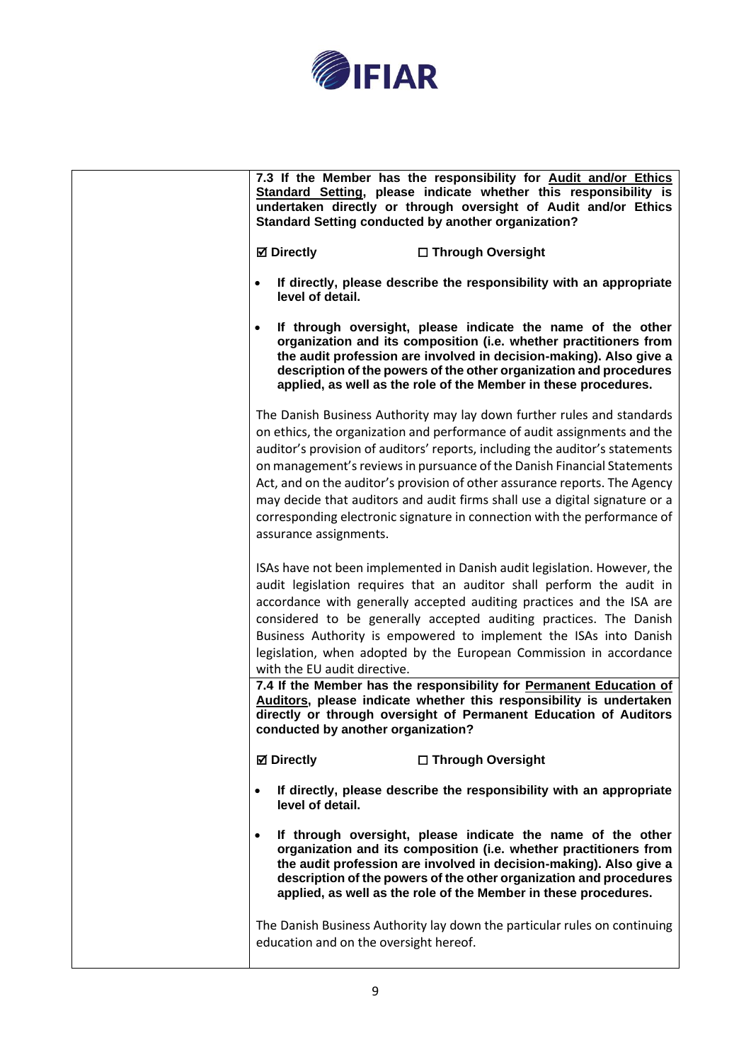| | **7.3 If the Member has the responsibility for <u>Audit and/or Ethics Standard Setting</u>, please indicate whether this responsibility is undertaken directly or through oversight of Audit and/or Ethics Standard Setting conducted by another organization?**<br><br>**☑ Directly ☐ Through Oversight**<br><br>• **If directly, please describe the responsibility with an appropriate level of detail.**<br><br>• **If through oversight, please indicate the name of the other organization and its composition (i.e. whether practitioners from the audit profession are involved in decision-making). Also give a description of the powers of the other organization and procedures applied, as well as the role of the Member in these procedures.**<br><br>The Danish Business Authority may lay down further rules and standards on ethics, the organization and performance of audit assignments and the auditor's provision of auditors' reports, including the auditor's statements on management's reviews in pursuance of the Danish Financial Statements Act, and on the auditor's provision of other assurance reports. The Agency may decide that auditors and audit firms shall use a digital signature or a corresponding electronic signature in connection with the performance of assurance assignments.<br><br>ISAs have not been implemented in Danish audit legislation. However, the audit legislation requires that an auditor shall perform the audit in accordance with generally accepted auditing practices and the ISA are considered to be generally accepted auditing practices. The Danish Business Authority is empowered to implement the ISAs into Danish legislation, when adopted by the European Commission in accordance with the EU audit directive. |
|---|---|
| | **7.4 If the Member has the responsibility for <u>Permanent Education of Auditors</u>, please indicate whether this responsibility is undertaken directly or through oversight of Permanent Education of Auditors conducted by another organization?**<br><br>**☑ Directly ☐ Through Oversight**<br><br>• **If directly, please describe the responsibility with an appropriate level of detail.**<br><br>• **If through oversight, please indicate the name of the other organization and its composition (i.e. whether practitioners from the audit profession are involved in decision-making). Also give a description of the powers of the other organization and procedures applied, as well as the role of the Member in these procedures.**<br><br>The Danish Business Authority lay down the particular rules on continuing education and on the oversight hereof. |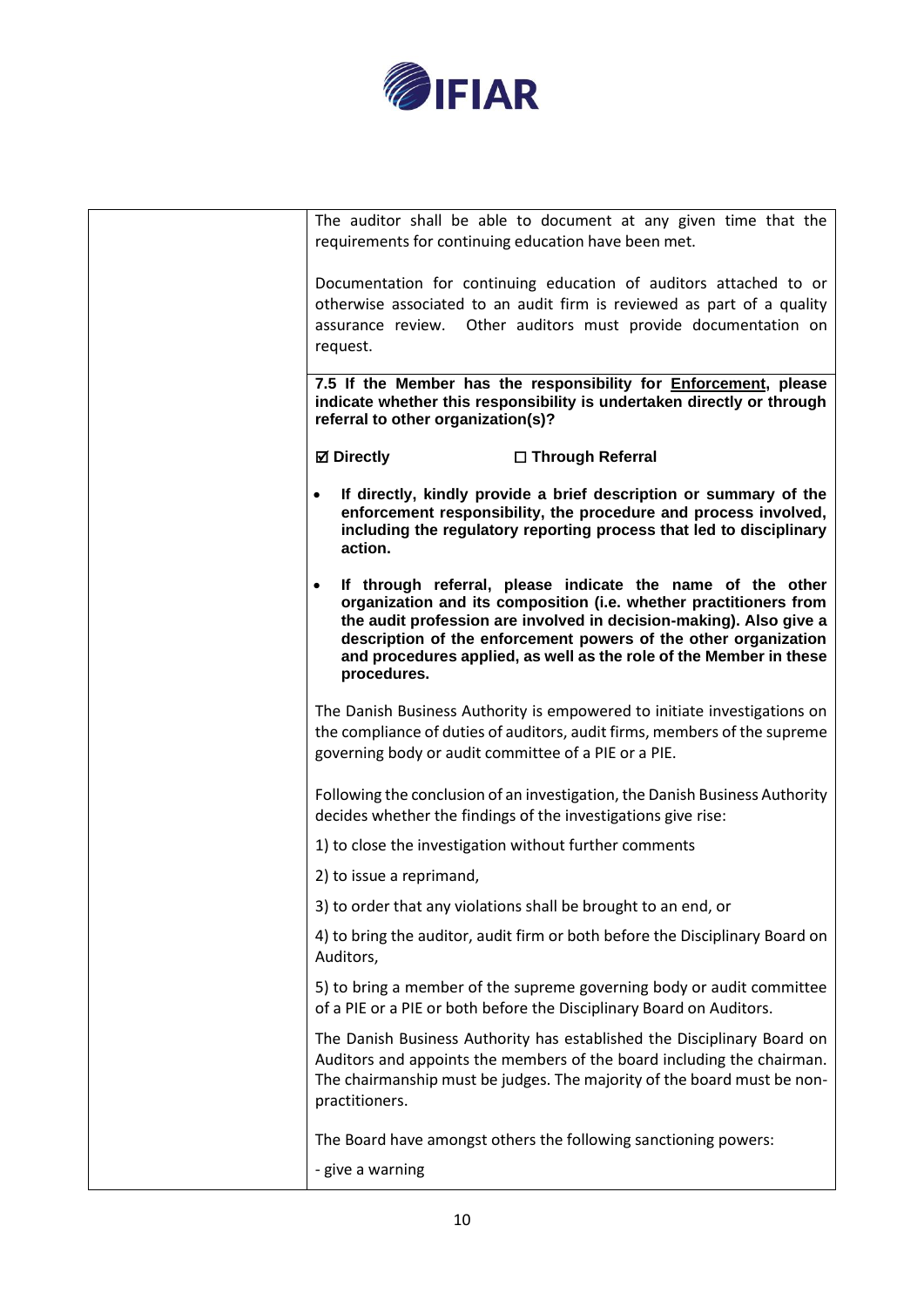| | |
|---|---|
| | The auditor shall be able to document at any given time that the requirements for continuing education have been met.<br><br>Documentation for continuing education of auditors attached to or otherwise associated to an audit firm is reviewed as part of a quality assurance review. Other auditors must provide documentation on request. |
| | **7.5 If the Member has the responsibility for <u>Enforcement</u>, please indicate whether this responsibility is undertaken directly or through referral to other organization(s)?**<br><br>**☑ Directly** **☐ Through Referral**<br><br>• **If directly, kindly provide a brief description or summary of the enforcement responsibility, the procedure and process involved, including the regulatory reporting process that led to disciplinary action.**<br><br>• **If through referral, please indicate the name of the other organization and its composition (i.e. whether practitioners from the audit profession are involved in decision-making). Also give a description of the enforcement powers of the other organization and procedures applied, as well as the role of the Member in these procedures.**<br><br>The Danish Business Authority is empowered to initiate investigations on the compliance of duties of auditors, audit firms, members of the supreme governing body or audit committee of a PIE or a PIE.<br><br>Following the conclusion of an investigation, the Danish Business Authority decides whether the findings of the investigations give rise:<br><br>1) to close the investigation without further comments<br><br>2) to issue a reprimand,<br><br>3) to order that any violations shall be brought to an end, or<br><br>4) to bring the auditor, audit firm or both before the Disciplinary Board on Auditors,<br><br>5) to bring a member of the supreme governing body or audit committee of a PIE or a PIE or both before the Disciplinary Board on Auditors.<br><br>The Danish Business Authority has established the Disciplinary Board on Auditors and appoints the members of the board including the chairman. The chairmanship must be judges. The majority of the board must be non-practitioners.<br><br>The Board have amongst others the following sanctioning powers:<br><br>- give a warning |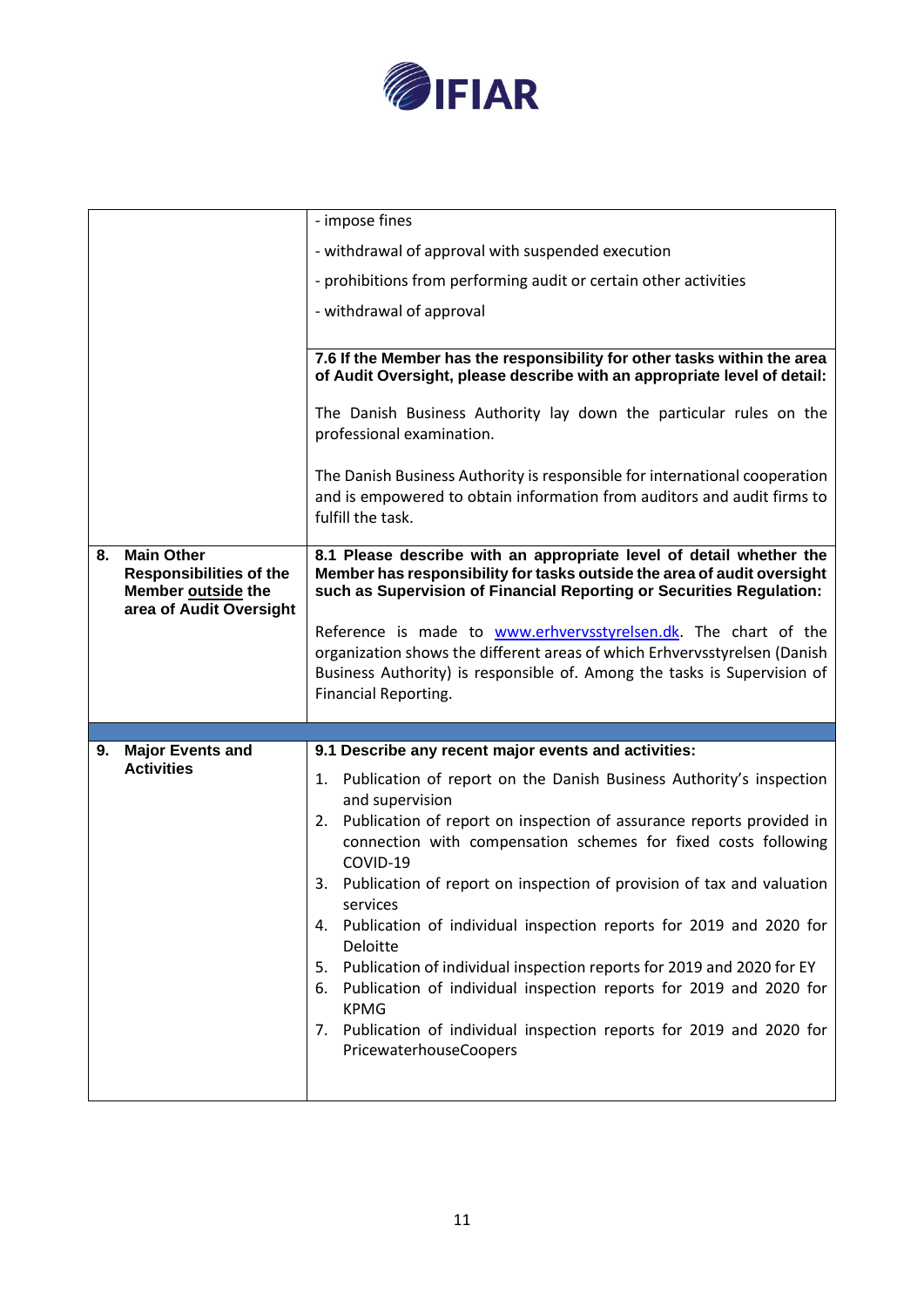| | |
|---|---|
| | - impose fines<br><br>- withdrawal of approval with suspended execution<br><br>- prohibitions from performing audit or certain other activities<br><br>- withdrawal of approval<br><br>**7.6 If the Member has the responsibility for other tasks within the area of Audit Oversight, please describe with an appropriate level of detail:**<br><br>The Danish Business Authority lay down the particular rules on the professional examination.<br><br>The Danish Business Authority is responsible for international cooperation and is empowered to obtain information from auditors and audit firms to fulfill the task. |
| **8. Main Other Responsibilities of the Member <u>outside</u> the area of Audit Oversight** | **8.1 Please describe with an appropriate level of detail whether the Member has responsibility for tasks outside the area of audit oversight such as Supervision of Financial Reporting or Securities Regulation:**<br><br>Reference is made to [www.erhvervsstyrelsen.dk](http://www.erhvervsstyrelsen.dk). The chart of the organization shows the different areas of which Erhvervsstyrelsen (Danish Business Authority) is responsible of. Among the tasks is Supervision of Financial Reporting. |
| | |
| **9. Major Events and Activities** | **9.1 Describe any recent major events and activities:**<br><br>1. Publication of report on the Danish Business Authority's inspection and supervision<br>2. Publication of report on inspection of assurance reports provided in connection with compensation schemes for fixed costs following COVID-19<br>3. Publication of report on inspection of provision of tax and valuation services<br>4. Publication of individual inspection reports for 2019 and 2020 for Deloitte<br>5. Publication of individual inspection reports for 2019 and 2020 for EY<br>6. Publication of individual inspection reports for 2019 and 2020 for KPMG<br>7. Publication of individual inspection reports for 2019 and 2020 for PricewaterhouseCoopers |